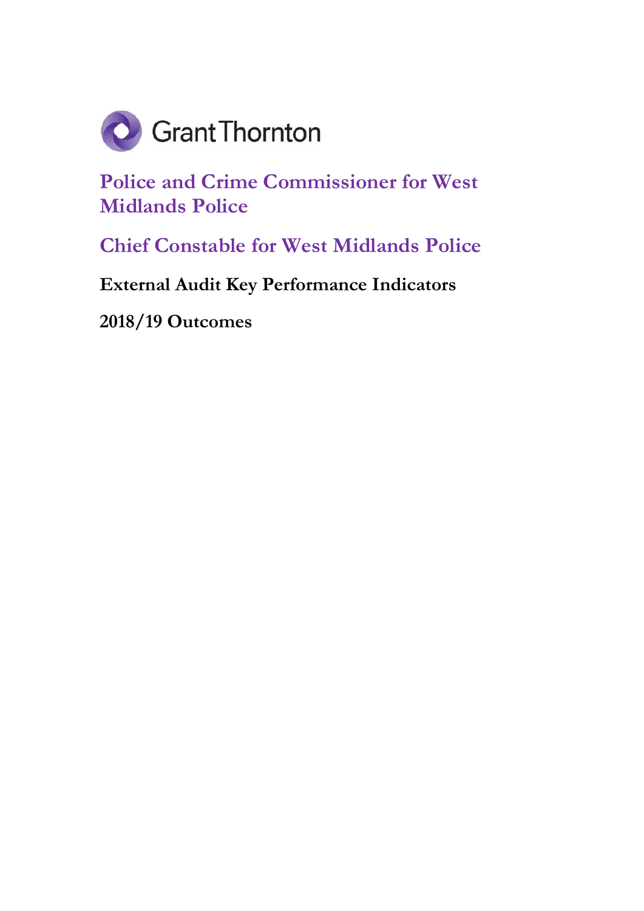Grant Thornton

# Police and Crime Commissioner for West Midlands Police

# Chief Constable for West Midlands Police

## External Audit Key Performance Indicators

## 2018/19 Outcomes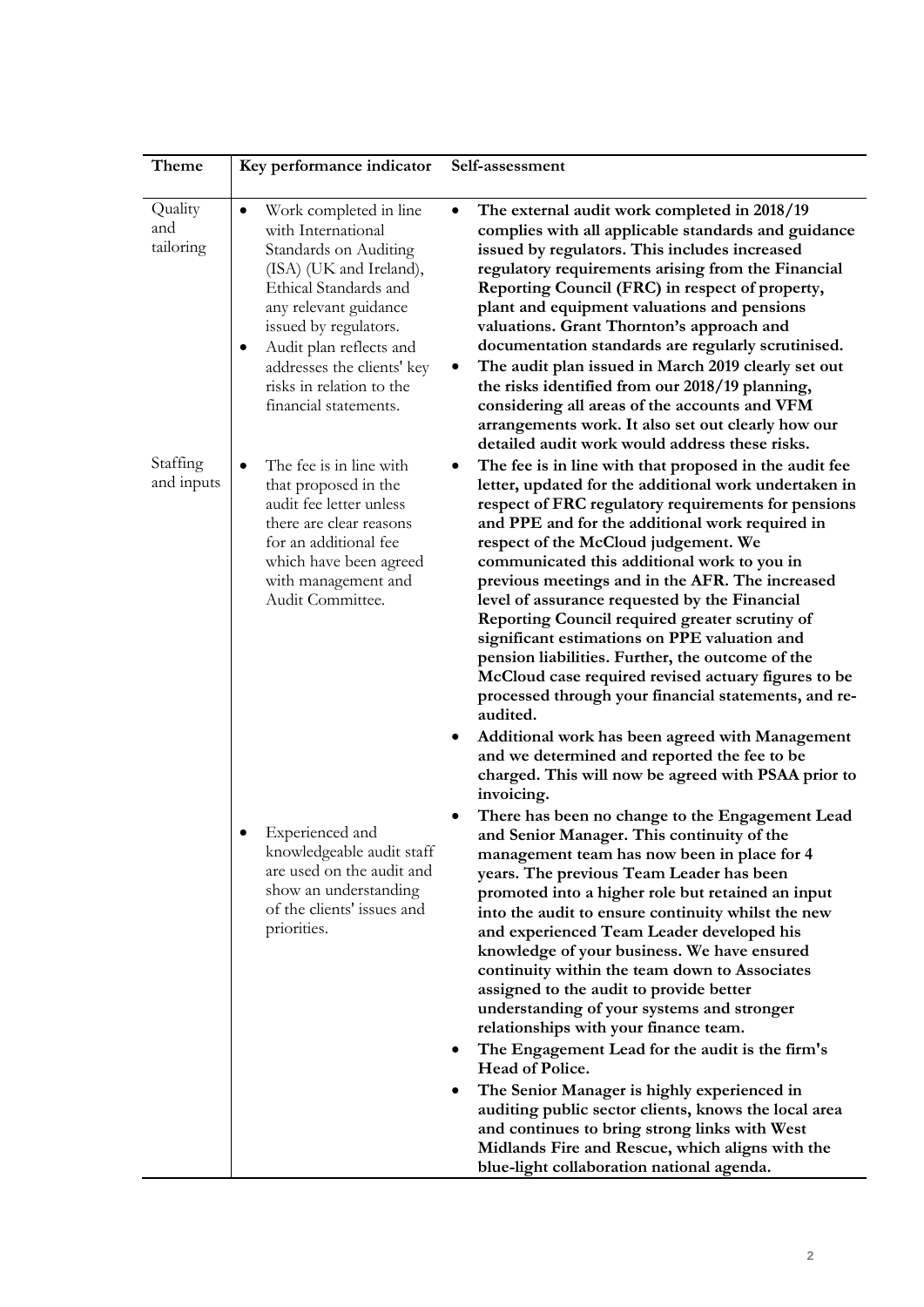| Theme | Key performance indicator | Self-assessment |
|---|---|---|
| Quality and tailoring | <ul><li>Work completed in line with International Standards on Auditing (ISA) (UK and Ireland), Ethical Standards and any relevant guidance issued by regulators.</li><li>Audit plan reflects and addresses the clients' key risks in relation to the financial statements.</li></ul> | <ul><li>**The external audit work completed in 2018/19 complies with all applicable standards and guidance issued by regulators. This includes increased regulatory requirements arising from the Financial Reporting Council (FRC) in respect of property, plant and equipment valuations and pensions valuations. Grant Thornton's approach and documentation standards are regularly scrutinised.**</li><li>**The audit plan issued in March 2019 clearly set out the risks identified from our 2018/19 planning, considering all areas of the accounts and VFM arrangements work. It also set out clearly how our detailed audit work would address these risks.**</li></ul> |
| Staffing and inputs | <ul><li>The fee is in line with that proposed in the audit fee letter unless there are clear reasons for an additional fee which have been agreed with management and Audit Committee.</li></ul> | <ul><li>**The fee is in line with that proposed in the audit fee letter, updated for the additional work undertaken in respect of FRC regulatory requirements for pensions and PPE and for the additional work required in respect of the McCloud judgement. We communicated this additional work to you in previous meetings and in the AFR. The increased level of assurance requested by the Financial Reporting Council required greater scrutiny of significant estimations on PPE valuation and pension liabilities. Further, the outcome of the McCloud case required revised actuary figures to be processed through your financial statements, and re-audited.**</li><li>**Additional work has been agreed with Management and we determined and reported the fee to be charged. This will now be agreed with PSAA prior to invoicing.**</li></ul> |
| | <ul><li>Experienced and knowledgeable audit staff are used on the audit and show an understanding of the clients' issues and priorities.</li></ul> | <ul><li>**There has been no change to the Engagement Lead and Senior Manager. This continuity of the management team has now been in place for 4 years. The previous Team Leader has been promoted into a higher role but retained an input into the audit to ensure continuity whilst the new and experienced Team Leader developed his knowledge of your business. We have ensured continuity within the team down to Associates assigned to the audit to provide better understanding of your systems and stronger relationships with your finance team.**</li><li>**The Engagement Lead for the audit is the firm's Head of Police.**</li><li>**The Senior Manager is highly experienced in auditing public sector clients, knows the local area and continues to bring strong links with West Midlands Fire and Rescue, which aligns with the blue-light collaboration national agenda.**</li></ul> |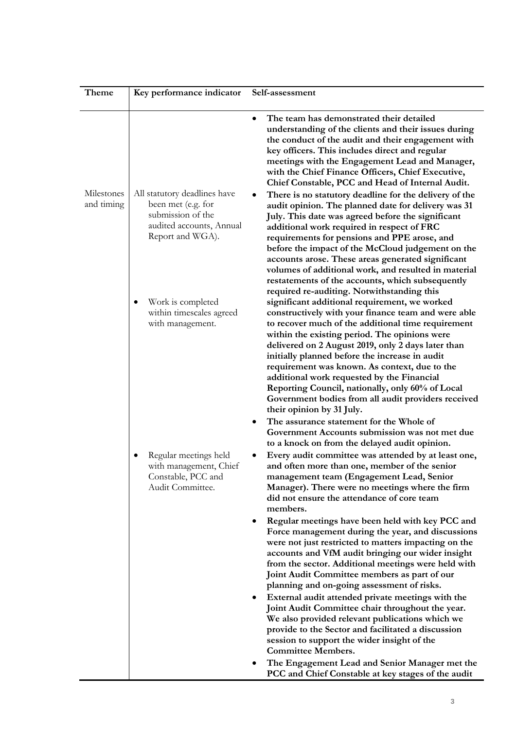| Theme | Key performance indicator | Self-assessment |
|---|---|---|
| | | • **The team has demonstrated their detailed understanding of the clients and their issues during the conduct of the audit and their engagement with key officers. This includes direct and regular meetings with the Engagement Lead and Manager, with the Chief Finance Officers, Chief Executive, Chief Constable, PCC and Head of Internal Audit.** |
| Milestones and timing | All statutory deadlines have been met (e.g. for submission of the audited accounts, Annual Report and WGA).<br><br>• Work is completed within timescales agreed with management. | • **There is no statutory deadline for the delivery of the audit opinion. The planned date for delivery was 31 July. This date was agreed before the significant additional work required in respect of FRC requirements for pensions and PPE arose, and before the impact of the McCloud judgement on the accounts arose. These areas generated significant volumes of additional work, and resulted in material restatements of the accounts, which subsequently required re-auditing. Notwithstanding this significant additional requirement, we worked constructively with your finance team and were able to recover much of the additional time requirement within the existing period. The opinions were delivered on 2 August 2019, only 2 days later than initially planned before the increase in audit requirement was known. As context, due to the additional work requested by the Financial Reporting Council, nationally, only 60% of Local Government bodies from all audit providers received their opinion by 31 July.**<br>• **The assurance statement for the Whole of Government Accounts submission was not met due to a knock on from the delayed audit opinion.** |
| | • Regular meetings held with management, Chief Constable, PCC and Audit Committee. | • **Every audit committee was attended by at least one, and often more than one, member of the senior management team (Engagement Lead, Senior Manager). There were no meetings where the firm did not ensure the attendance of core team members.**<br>• **Regular meetings have been held with key PCC and Force management during the year, and discussions were not just restricted to matters impacting on the accounts and VfM audit bringing our wider insight from the sector. Additional meetings were held with Joint Audit Committee members as part of our planning and on-going assessment of risks.**<br>• **External audit attended private meetings with the Joint Audit Committee chair throughout the year. We also provided relevant publications which we provide to the Sector and facilitated a discussion session to support the wider insight of the Committee Members.**<br>• **The Engagement Lead and Senior Manager met the PCC and Chief Constable at key stages of the audit** |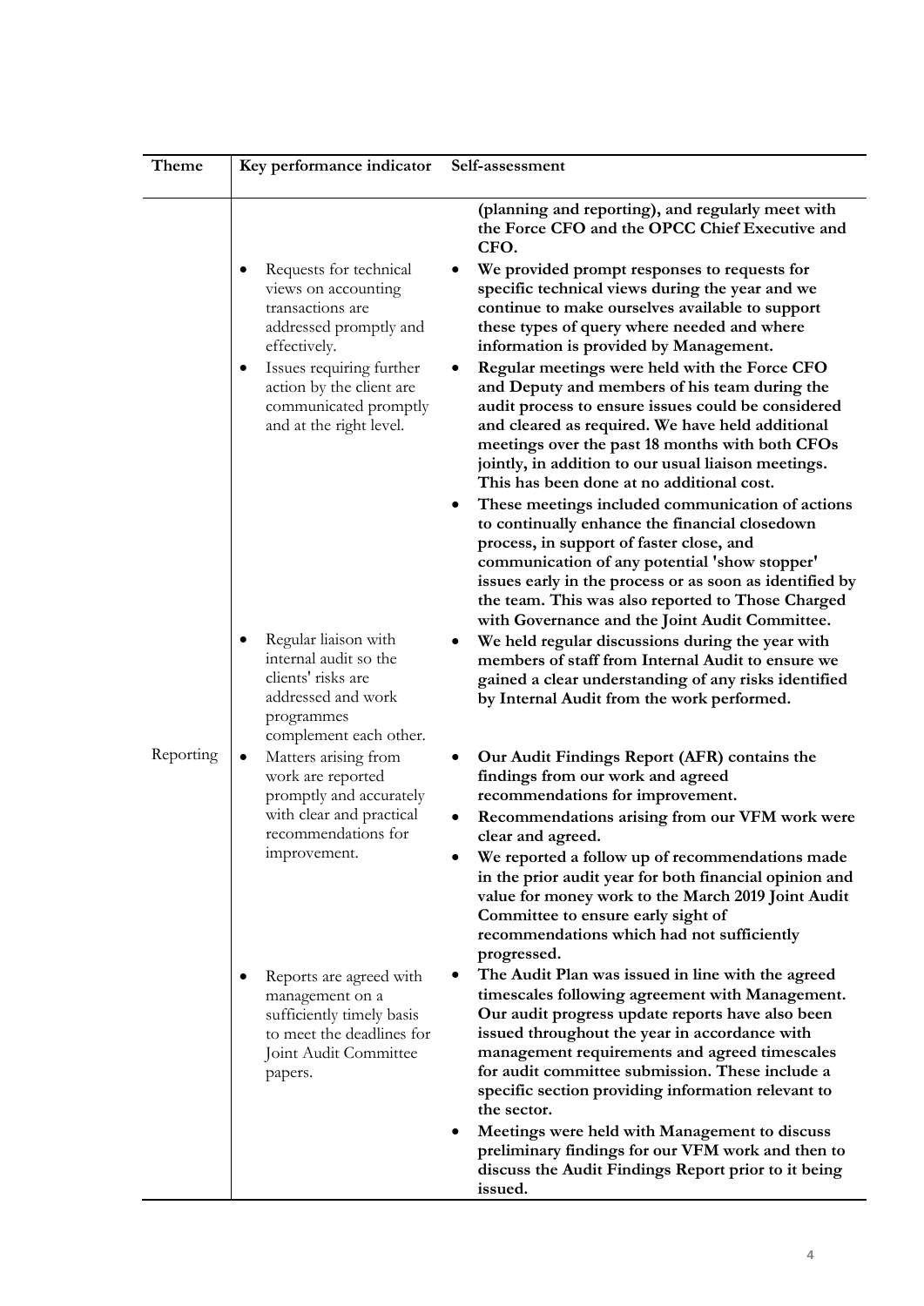| Theme | Key performance indicator | Self-assessment |
|---|---|---|
| | | **(planning and reporting), and regularly meet with the Force CFO and the OPCC Chief Executive and CFO.** |
| | • Requests for technical views on accounting transactions are addressed promptly and effectively.<br>• Issues requiring further action by the client are communicated promptly and at the right level. | • **We provided prompt responses to requests for specific technical views during the year and we continue to make ourselves available to support these types of query where needed and where information is provided by Management.**<br>• **Regular meetings were held with the Force CFO and Deputy and members of his team during the audit process to ensure issues could be considered and cleared as required. We have held additional meetings over the past 18 months with both CFOs jointly, in addition to our usual liaison meetings. This has been done at no additional cost.**<br>• **These meetings included communication of actions to continually enhance the financial closedown process, in support of faster close, and communication of any potential 'show stopper' issues early in the process or as soon as identified by the team. This was also reported to Those Charged with Governance and the Joint Audit Committee.** |
| | • Regular liaison with internal audit so the clients' risks are addressed and work programmes complement each other. | • **We held regular discussions during the year with members of staff from Internal Audit to ensure we gained a clear understanding of any risks identified by Internal Audit from the work performed.** |
| Reporting | • Matters arising from work are reported promptly and accurately with clear and practical recommendations for improvement. | • **Our Audit Findings Report (AFR) contains the findings from our work and agreed recommendations for improvement.**<br>• **Recommendations arising from our VFM work were clear and agreed.**<br>• **We reported a follow up of recommendations made in the prior audit year for both financial opinion and value for money work to the March 2019 Joint Audit Committee to ensure early sight of recommendations which had not sufficiently progressed.** |
| | • Reports are agreed with management on a sufficiently timely basis to meet the deadlines for Joint Audit Committee papers. | • **The Audit Plan was issued in line with the agreed timescales following agreement with Management. Our audit progress update reports have also been issued throughout the year in accordance with management requirements and agreed timescales for audit committee submission. These include a specific section providing information relevant to the sector.**<br>• **Meetings were held with Management to discuss preliminary findings for our VFM work and then to discuss the Audit Findings Report prior to it being issued.** |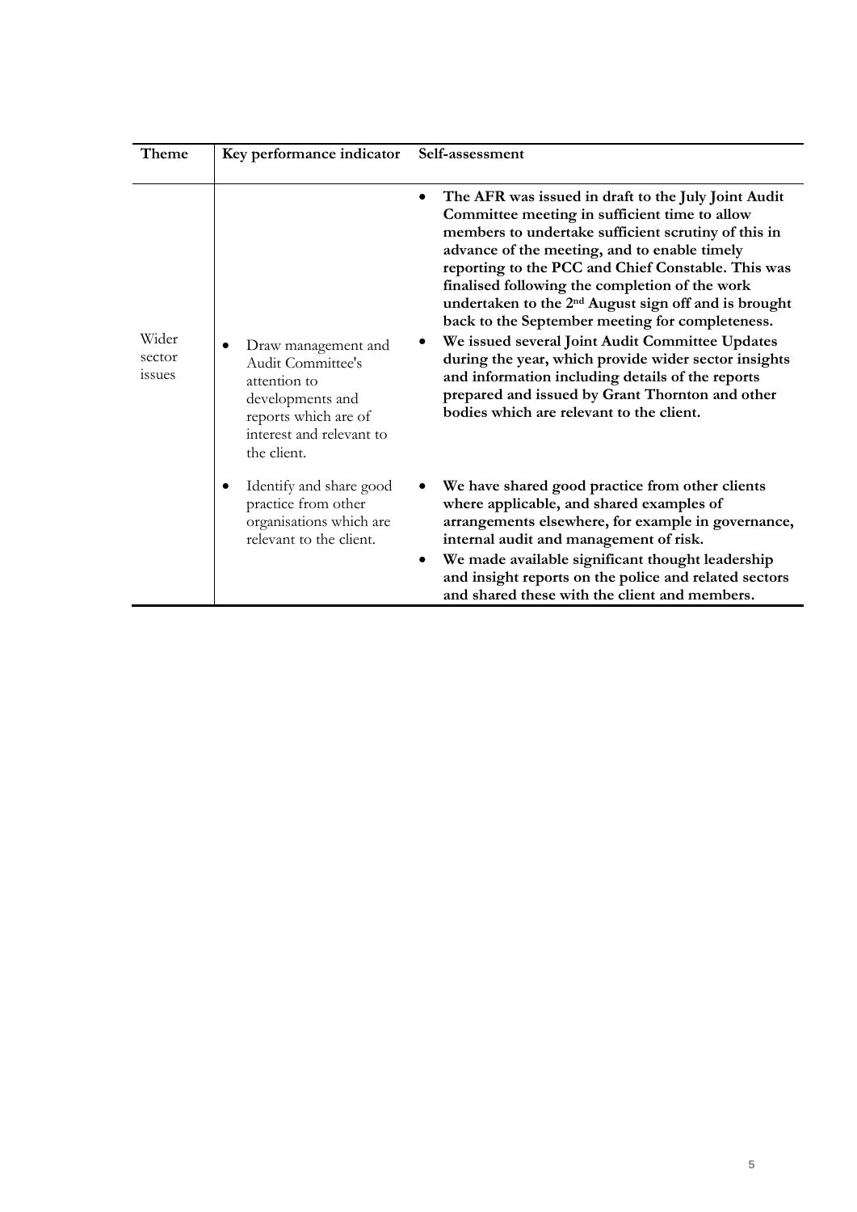| Theme | Key performance indicator | Self-assessment |
|---|---|---|
| Wider sector issues | • Draw management and Audit Committee's attention to developments and reports which are of interest and relevant to the client. | • **The AFR was issued in draft to the July Joint Audit Committee meeting in sufficient time to allow members to undertake sufficient scrutiny of this in advance of the meeting, and to enable timely reporting to the PCC and Chief Constable. This was finalised following the completion of the work undertaken to the 2nd August sign off and is brought back to the September meeting for completeness.**<br>• **We issued several Joint Audit Committee Updates during the year, which provide wider sector insights and information including details of the reports prepared and issued by Grant Thornton and other bodies which are relevant to the client.** |
| | • Identify and share good practice from other organisations which are relevant to the client. | • **We have shared good practice from other clients where applicable, and shared examples of arrangements elsewhere, for example in governance, internal audit and management of risk.**<br>• **We made available significant thought leadership and insight reports on the police and related sectors and shared these with the client and members.** |